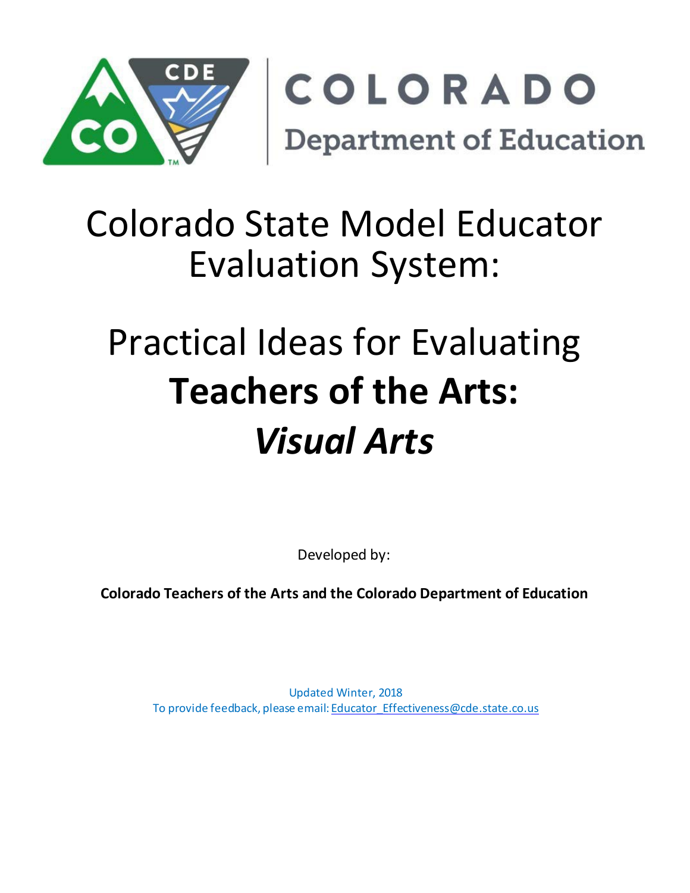COLORADO

Department of Education

# Colorado State Model Educator Evaluation System:

# Practical Ideas for Evaluating **Teachers of the Arts:** ***Visual Arts***

Developed by:

**Colorado Teachers of the Arts and the Colorado Department of Education**

Updated Winter, 2018

To provide feedback, please email: Educator_Effectiveness@cde.state.co.us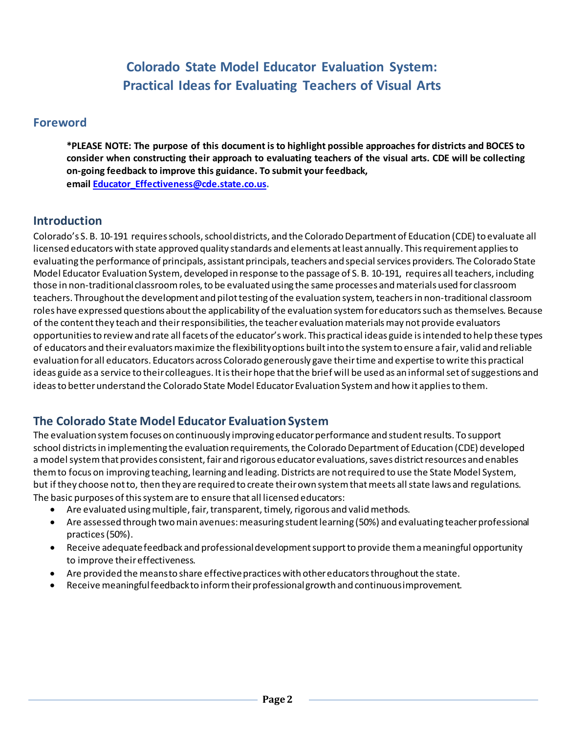# Colorado State Model Educator Evaluation System: Practical Ideas for Evaluating Teachers of Visual Arts

## Foreword

**\*PLEASE NOTE: The purpose of this document is to highlight possible approaches for districts and BOCES to consider when constructing their approach to evaluating teachers of the visual arts. CDE will be collecting on-going feedback to improve this guidance. To submit your feedback, email [Educator_Effectiveness@cde.state.co.us](mailto:Educator_Effectiveness@cde.state.co.us).**

## Introduction

Colorado's S. B. 10-191 requires schools, school districts, and the Colorado Department of Education (CDE) to evaluate all licensed educators with state approved quality standards and elements at least annually. This requirement applies to evaluating the performance of principals, assistant principals, teachers and special services providers. The Colorado State Model Educator Evaluation System, developed in response to the passage of S. B. 10-191, requires all teachers, including those in non-traditional classroom roles, to be evaluated using the same processes and materials used for classroom teachers. Throughout the development and pilot testing of the evaluation system, teachers in non-traditional classroom roles have expressed questions about the applicability of the evaluation system for educators such as themselves. Because of the content they teach and their responsibilities, the teacher evaluation materials may not provide evaluators opportunities to review and rate all facets of the educator's work. This practical ideas guide is intended to help these types of educators and their evaluators maximize the flexibility options built into the system to ensure a fair, valid and reliable evaluation for all educators. Educators across Colorado generously gave their time and expertise to write this practical ideas guide as a service to their colleagues. It is their hope that the brief will be used as an informal set of suggestions and ideas to better understand the Colorado State Model Educator Evaluation System and how it applies to them.

## The Colorado State Model Educator Evaluation System

The evaluation system focuses on continuously improving educator performance and student results. To support school districts in implementing the evaluation requirements, the Colorado Department of Education (CDE) developed a model system that provides consistent, fair and rigorous educator evaluations, saves district resources and enables them to focus on improving teaching, learning and leading. Districts are not required to use the State Model System, but if they choose not to, then they are required to create their own system that meets all state laws and regulations. The basic purposes of this system are to ensure that all licensed educators:

- Are evaluated using multiple, fair, transparent, timely, rigorous and valid methods.
- Are assessed through two main avenues: measuring student learning (50%) and evaluating teacher professional practices (50%).
- Receive adequate feedback and professional development support to provide them a meaningful opportunity to improve their effectiveness.
- Are provided the means to share effective practices with other educators throughout the state.
- Receive meaningful feedback to inform their professional growth and continuous improvement.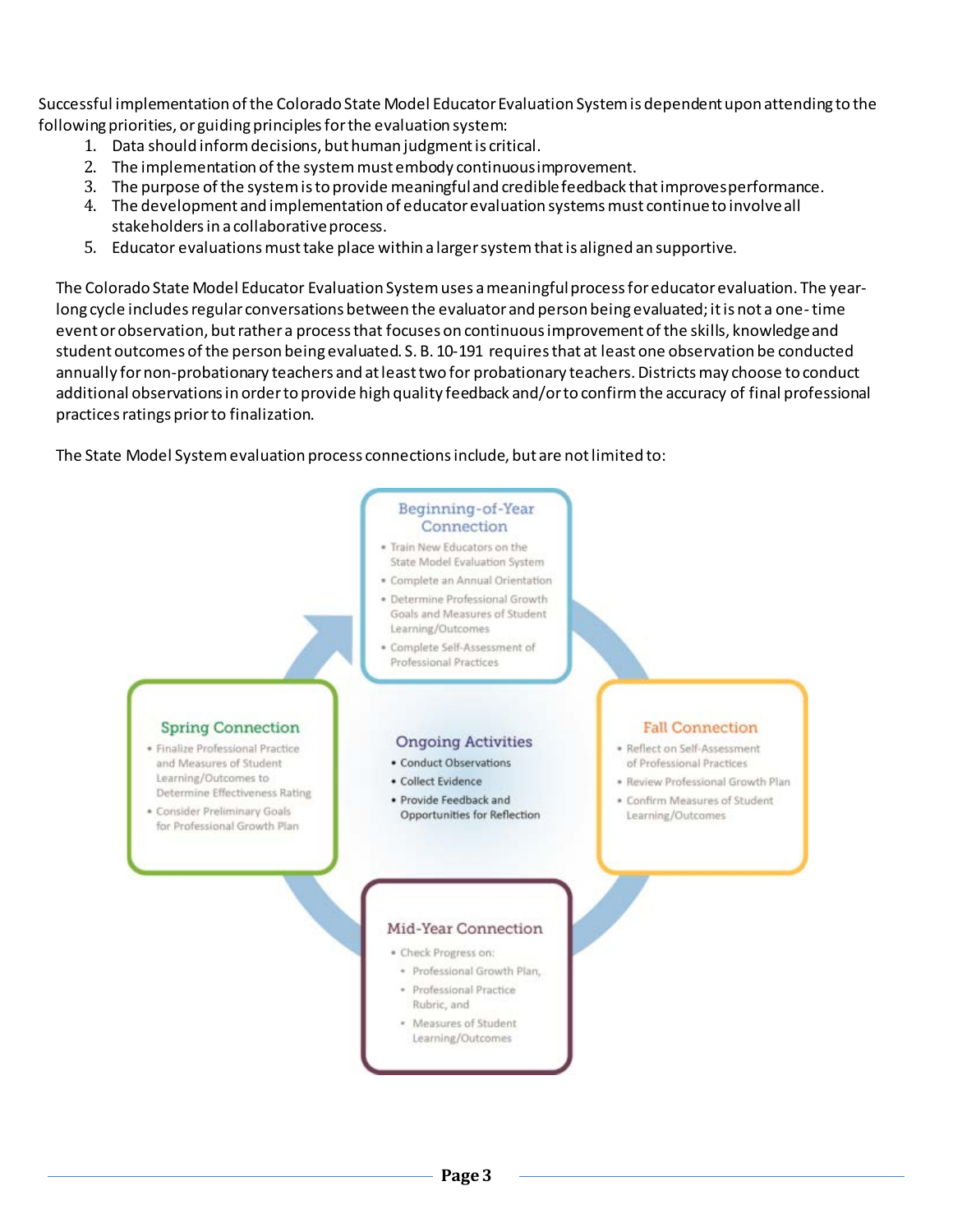Successful implementation of the Colorado State Model Educator Evaluation System is dependent upon attending to the following priorities, or guiding principles for the evaluation system:

1. Data should inform decisions, but human judgment is critical.
2. The implementation of the system must embody continuous improvement.
3. The purpose of the system is to provide meaningful and credible feedback that improves performance.
4. The development and implementation of educator evaluation systems must continue to involve all stakeholders in a collaborative process.
5. Educator evaluations must take place within a larger system that is aligned an supportive.

The Colorado State Model Educator Evaluation System uses a meaningful process for educator evaluation. The year-long cycle includes regular conversations between the evaluator and person being evaluated; it is not a one- time event or observation, but rather a process that focuses on continuous improvement of the skills, knowledge and student outcomes of the person being evaluated. S. B. 10-191 requires that at least one observation be conducted annually for non-probationary teachers and at least two for probationary teachers. Districts may choose to conduct additional observations in order to provide high quality feedback and/or to confirm the accuracy of final professional practices ratings prior to finalization.

The State Model System evaluation process connections include, but are not limited to:

**Beginning-of-Year Connection**

- Train New Educators on the State Model Evaluation System
- Complete an Annual Orientation
- Determine Professional Growth Goals and Measures of Student Learning/Outcomes
- Complete Self-Assessment of Professional Practices

**Fall Connection**

- Reflect on Self-Assessment of Professional Practices
- Review Professional Growth Plan
- Confirm Measures of Student Learning/Outcomes

**Mid-Year Connection**

- Check Progress on:
  - Professional Growth Plan,
  - Professional Practice Rubric, and
  - Measures of Student Learning/Outcomes

**Spring Connection**

- Finalize Professional Practice and Measures of Student Learning/Outcomes to Determine Effectiveness Rating
- Consider Preliminary Goals for Professional Growth Plan

**Ongoing Activities**

- Conduct Observations
- Collect Evidence
- Provide Feedback and Opportunities for Reflection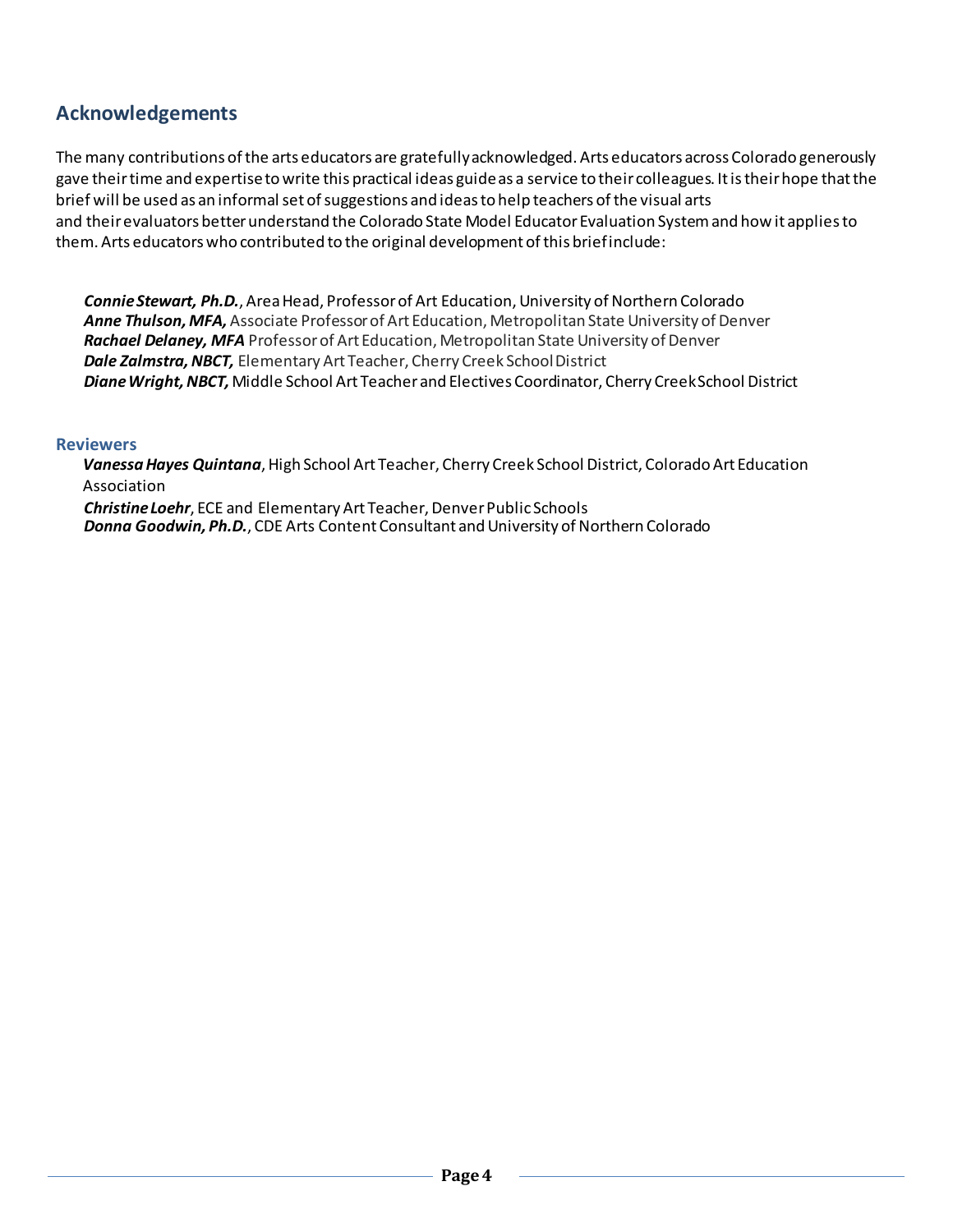## Acknowledgements

The many contributions of the arts educators are gratefully acknowledged. Arts educators across Colorado generously gave their time and expertise to write this practical ideas guide as a service to their colleagues. It is their hope that the brief will be used as an informal set of suggestions and ideas to help teachers of the visual arts and their evaluators better understand the Colorado State Model Educator Evaluation System and how it applies to them. Arts educators who contributed to the original development of this brief include:

***Connie Stewart, Ph.D.***, Area Head, Professor of Art Education, University of Northern Colorado
***Anne Thulson, MFA,*** Associate Professor of Art Education, Metropolitan State University of Denver
***Rachael Delaney, MFA*** Professor of Art Education, Metropolitan State University of Denver
***Dale Zalmstra, NBCT,*** Elementary Art Teacher, Cherry Creek School District
***Diane Wright, NBCT,*** Middle School Art Teacher and Electives Coordinator, Cherry Creek School District

### Reviewers

***Vanessa Hayes Quintana***, High School Art Teacher, Cherry Creek School District, Colorado Art Education Association
***Christine Loehr***, ECE and Elementary Art Teacher, Denver Public Schools
***Donna Goodwin, Ph.D.***, CDE Arts Content Consultant and University of Northern Colorado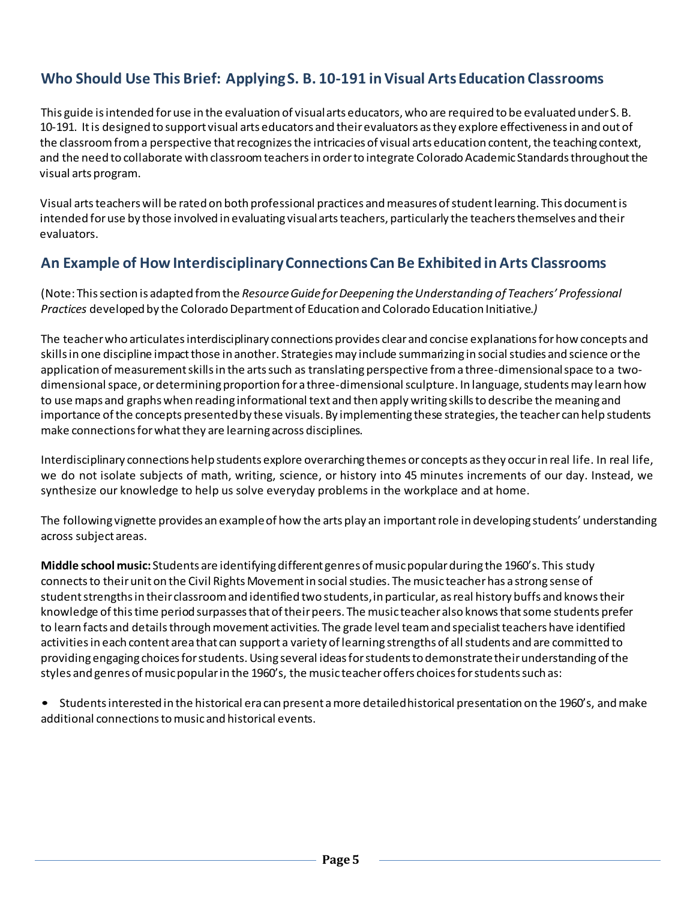## Who Should Use This Brief: Applying S. B. 10-191 in Visual Arts Education Classrooms

This guide is intended for use in the evaluation of visual arts educators, who are required to be evaluated under S. B. 10-191. It is designed to support visual arts educators and their evaluators as they explore effectiveness in and out of the classroom from a perspective that recognizes the intricacies of visual arts education content, the teaching context, and the need to collaborate with classroom teachers in order to integrate Colorado Academic Standards throughout the visual arts program.

Visual arts teachers will be rated on both professional practices and measures of student learning. This document is intended for use by those involved in evaluating visual arts teachers, particularly the teachers themselves and their evaluators.

## An Example of How Interdisciplinary Connections Can Be Exhibited in Arts Classrooms

(Note: This section is adapted from the *Resource Guide for Deepening the Understanding of Teachers' Professional Practices* developed by the Colorado Department of Education and Colorado Education Initiative.*)*

The teacher who articulates interdisciplinary connections provides clear and concise explanations for how concepts and skills in one discipline impact those in another. Strategies may include summarizing in social studies and science or the application of measurement skills in the arts such as translating perspective from a three-dimensional space to a two-dimensional space, or determining proportion for a three-dimensional sculpture. In language, students may learn how to use maps and graphs when reading informational text and then apply writing skills to describe the meaning and importance of the concepts presented by these visuals. By implementing these strategies, the teacher can help students make connections for what they are learning across disciplines.

Interdisciplinary connections help students explore overarching themes or concepts as they occur in real life. In real life, we do not isolate subjects of math, writing, science, or history into 45 minutes increments of our day. Instead, we synthesize our knowledge to help us solve everyday problems in the workplace and at home.

The following vignette provides an example of how the arts play an important role in developing students' understanding across subject areas.

**Middle school music:** Students are identifying different genres of music popular during the 1960's. This study connects to their unit on the Civil Rights Movement in social studies. The music teacher has a strong sense of student strengths in their classroom and identified two students, in particular, as real history buffs and knows their knowledge of this time period surpasses that of their peers. The music teacher also knows that some students prefer to learn facts and details through movement activities. The grade level team and specialist teachers have identified activities in each content area that can support a variety of learning strengths of all students and are committed to providing engaging choices for students. Using several ideas for students to demonstrate their understanding of the styles and genres of music popular in the 1960's, the music teacher offers choices for students such as:

- Students interested in the historical era can present a more detailed historical presentation on the 1960's, and make additional connections to music and historical events.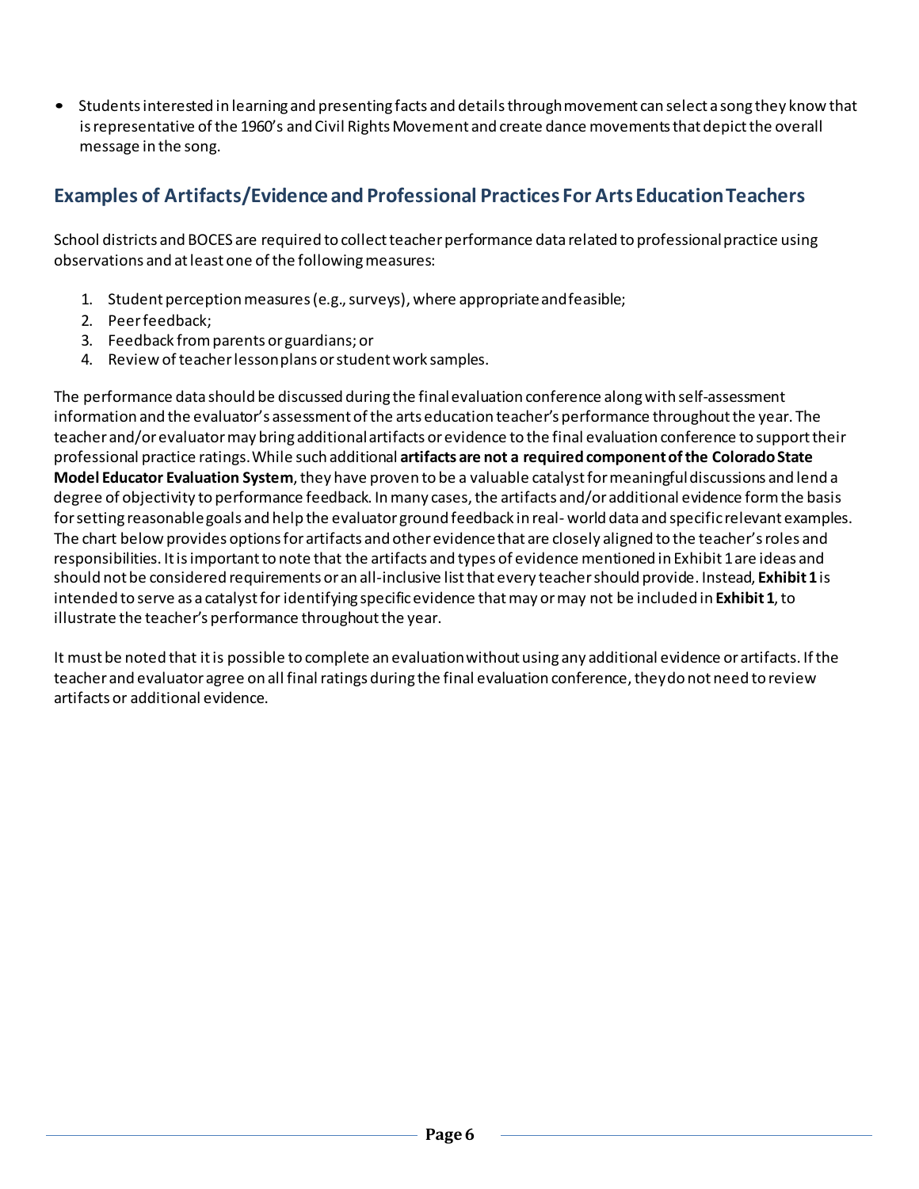- Students interested in learning and presenting facts and details through movement can select a song they know that is representative of the 1960's and Civil Rights Movement and create dance movements that depict the overall message in the song.

## Examples of Artifacts/Evidence and Professional Practices For Arts Education Teachers

School districts and BOCES are required to collect teacher performance data related to professional practice using observations and at least one of the following measures:

1. Student perception measures (e.g., surveys), where appropriate and feasible;
2. Peer feedback;
3. Feedback from parents or guardians; or
4. Review of teacher lesson plans or student work samples.

The performance data should be discussed during the final evaluation conference along with self-assessment information and the evaluator's assessment of the arts education teacher's performance throughout the year. The teacher and/or evaluator may bring additional artifacts or evidence to the final evaluation conference to support their professional practice ratings. While such additional **artifacts are not a required component of the Colorado State Model Educator Evaluation System**, they have proven to be a valuable catalyst for meaningful discussions and lend a degree of objectivity to performance feedback. In many cases, the artifacts and/or additional evidence form the basis for setting reasonable goals and help the evaluator ground feedback in real- world data and specific relevant examples. The chart below provides options for artifacts and other evidence that are closely aligned to the teacher's roles and responsibilities. It is important to note that the artifacts and types of evidence mentioned in Exhibit 1 are ideas and should not be considered requirements or an all-inclusive list that every teacher should provide. Instead, **Exhibit 1** is intended to serve as a catalyst for identifying specific evidence that may or may not be included in **Exhibit 1**, to illustrate the teacher's performance throughout the year.

It must be noted that it is possible to complete an evaluation without using any additional evidence or artifacts. If the teacher and evaluator agree on all final ratings during the final evaluation conference, they do not need to review artifacts or additional evidence.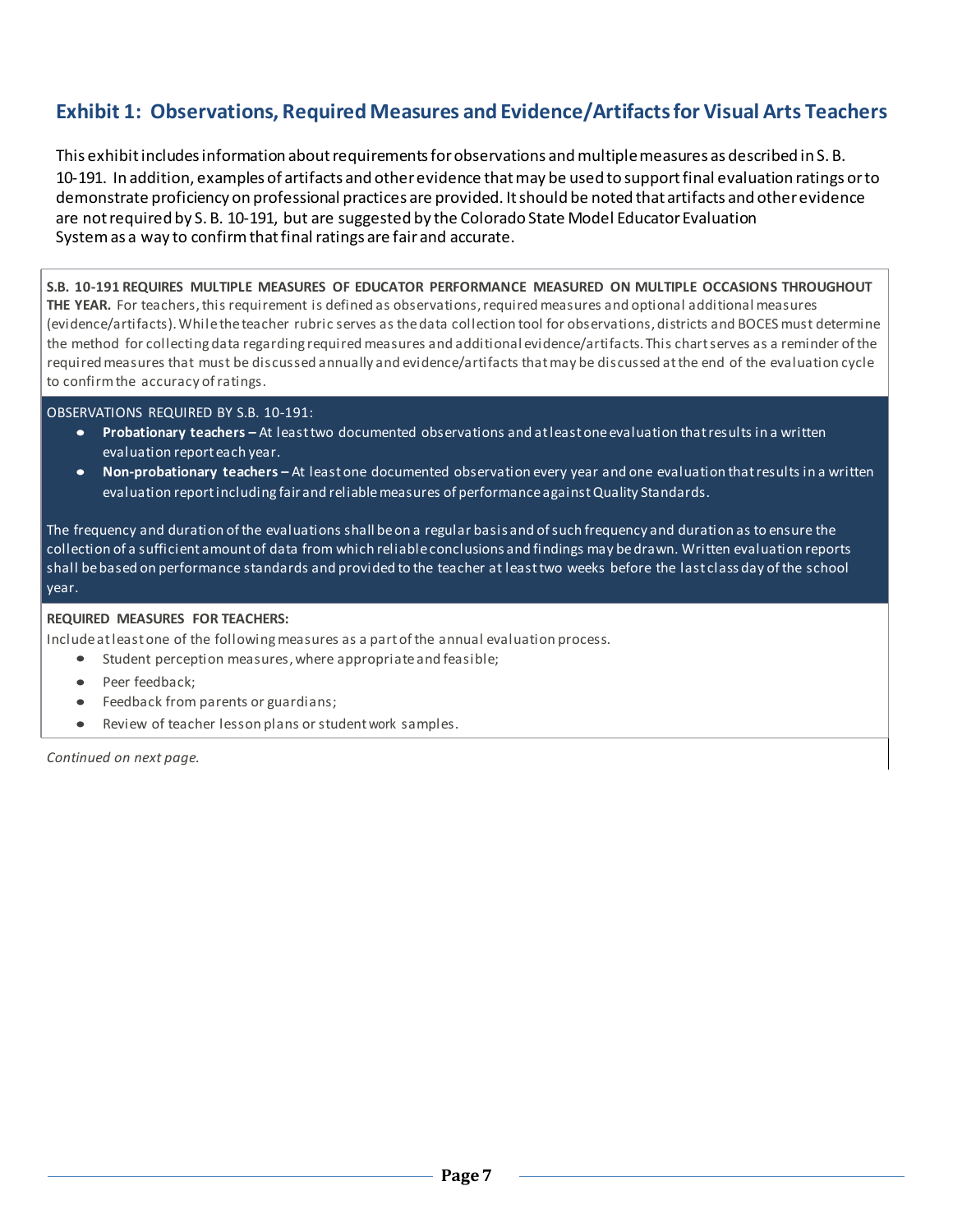## Exhibit 1: Observations, Required Measures and Evidence/Artifacts for Visual Arts Teachers

This exhibit includes information about requirements for observations and multiple measures as described in S. B. 10-191. In addition, examples of artifacts and other evidence that may be used to support final evaluation ratings or to demonstrate proficiency on professional practices are provided. It should be noted that artifacts and other evidence are not required by S. B. 10-191, but are suggested by the Colorado State Model Educator Evaluation System as a way to confirm that final ratings are fair and accurate.

**S.B. 10-191 REQUIRES MULTIPLE MEASURES OF EDUCATOR PERFORMANCE MEASURED ON MULTIPLE OCCASIONS THROUGHOUT THE YEAR.** For teachers, this requirement is defined as observations, required measures and optional additional measures (evidence/artifacts). While the teacher rubric serves as the data collection tool for observations, districts and BOCES must determine the method for collecting data regarding required measures and additional evidence/artifacts. This chart serves as a reminder of the required measures that must be discussed annually and evidence/artifacts that may be discussed at the end of the evaluation cycle to confirm the accuracy of ratings.

OBSERVATIONS REQUIRED BY S.B. 10-191:

- **Probationary teachers –** At least two documented observations and at least one evaluation that results in a written evaluation report each year.
- **Non-probationary teachers –** At least one documented observation every year and one evaluation that results in a written evaluation report including fair and reliable measures of performance against Quality Standards.

The frequency and duration of the evaluations shall be on a regular basis and of such frequency and duration as to ensure the collection of a sufficient amount of data from which reliable conclusions and findings may be drawn. Written evaluation reports shall be based on performance standards and provided to the teacher at least two weeks before the last class day of the school year.

**REQUIRED MEASURES FOR TEACHERS:**

Include at least one of the following measures as a part of the annual evaluation process.

- Student perception measures, where appropriate and feasible;
- Peer feedback;
- Feedback from parents or guardians;
- Review of teacher lesson plans or student work samples.

*Continued on next page.*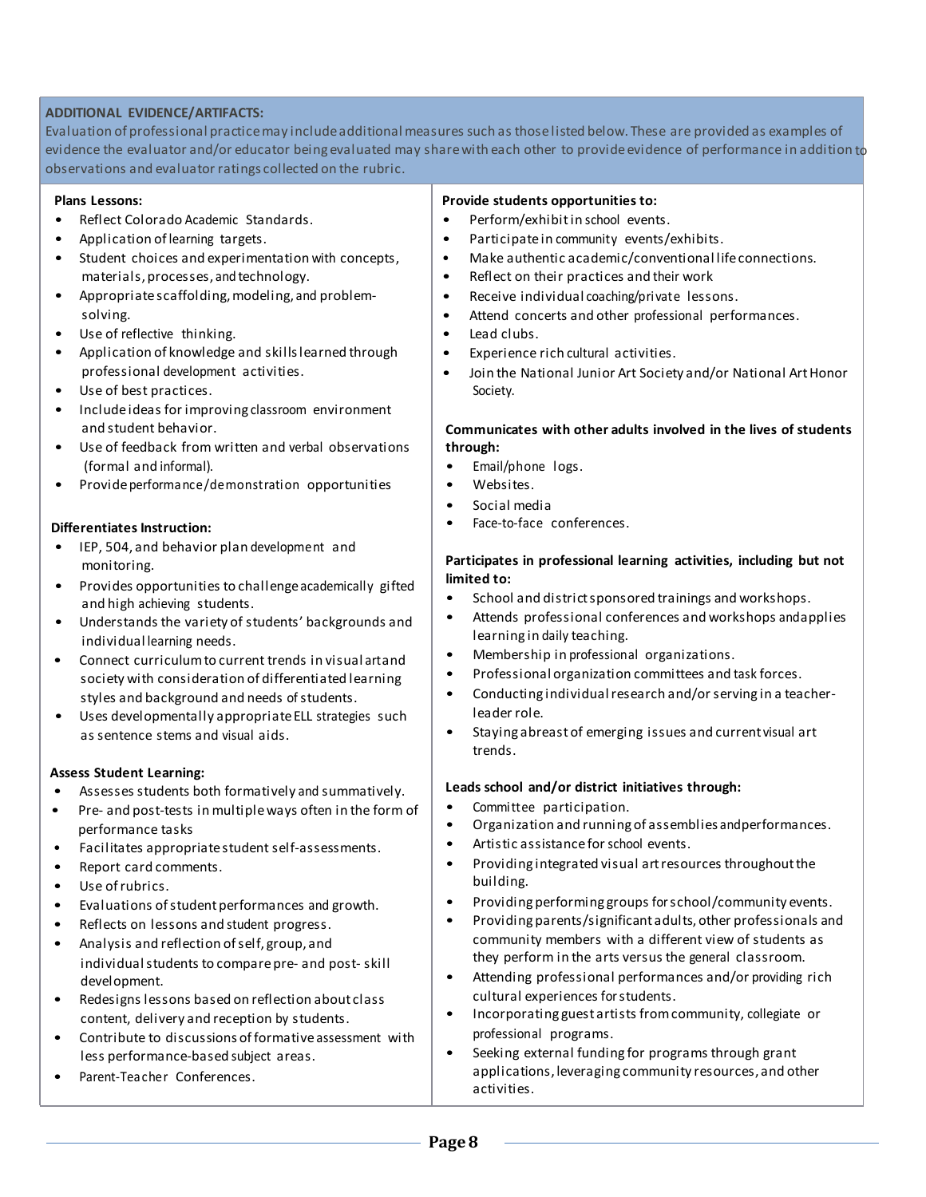**ADDITIONAL EVIDENCE/ARTIFACTS:**

Evaluation of professional practice may include additional measures such as those listed below. These are provided as examples of evidence the evaluator and/or educator being evaluated may share with each other to provide evidence of performance in addition to observations and evaluator ratings collected on the rubric.

**Plans Lessons:**

- Reflect Colorado Academic Standards.
- Application of learning targets.
- Student choices and experimentation with concepts, materials, processes, and technology.
- Appropriate scaffolding, modeling, and problem-solving.
- Use of reflective thinking.
- Application of knowledge and skills learned through professional development activities.
- Use of best practices.
- Include ideas for improving classroom environment and student behavior.
- Use of feedback from written and verbal observations (formal and informal).
- Provide performance/demonstration opportunities

**Differentiates Instruction:**

- IEP, 504, and behavior plan development and monitoring.
- Provides opportunities to challenge academically gifted and high achieving students.
- Understands the variety of students' backgrounds and individual learning needs.
- Connect curriculum to current trends in visual art and society with consideration of differentiated learning styles and background and needs of students.
- Uses developmentally appropriate ELL strategies such as sentence stems and visual aids.

**Assess Student Learning:**

- Assesses students both formatively and summatively.
- Pre- and post-tests in multiple ways often in the form of performance tasks
- Facilitates appropriate student self-assessments.
- Report card comments.
- Use of rubrics.
- Evaluations of student performances and growth.
- Reflects on lessons and student progress.
- Analysis and reflection of self, group, and individual students to compare pre- and post- skill development.
- Redesigns lessons based on reflection about class content, delivery and reception by students.
- Contribute to discussions of formative assessment with less performance-based subject areas.
- Parent-Teacher Conferences.

**Provide students opportunities to:**

- Perform/exhibit in school events.
- Participate in community events/exhibits.
- Make authentic academic/conventional life connections.
- Reflect on their practices and their work
- Receive individual coaching/private lessons.
- Attend concerts and other professional performances.
- Lead clubs.
- Experience rich cultural activities.
- Join the National Junior Art Society and/or National Art Honor Society.

**Communicates with other adults involved in the lives of students through:**

- Email/phone logs.
- Websites.
- Social media
- Face-to-face conferences.

**Participates in professional learning activities, including but not limited to:**

- School and district sponsored trainings and workshops.
- Attends professional conferences and workshops and applies learning in daily teaching.
- Membership in professional organizations.
- Professional organization committees and task forces.
- Conducting individual research and/or serving in a teacher-leader role.
- Staying abreast of emerging issues and current visual art trends.

**Leads school and/or district initiatives through:**

- Committee participation.
- Organization and running of assemblies and performances.
- Artistic assistance for school events.
- Providing integrated visual art resources throughout the building.
- Providing performing groups for school/community events.
- Providing parents/significant adults, other professionals and community members with a different view of students as they perform in the arts versus the general classroom.
- Attending professional performances and/or providing rich cultural experiences for students.
- Incorporating guest artists from community, collegiate or professional programs.
- Seeking external funding for programs through grant applications, leveraging community resources, and other activities.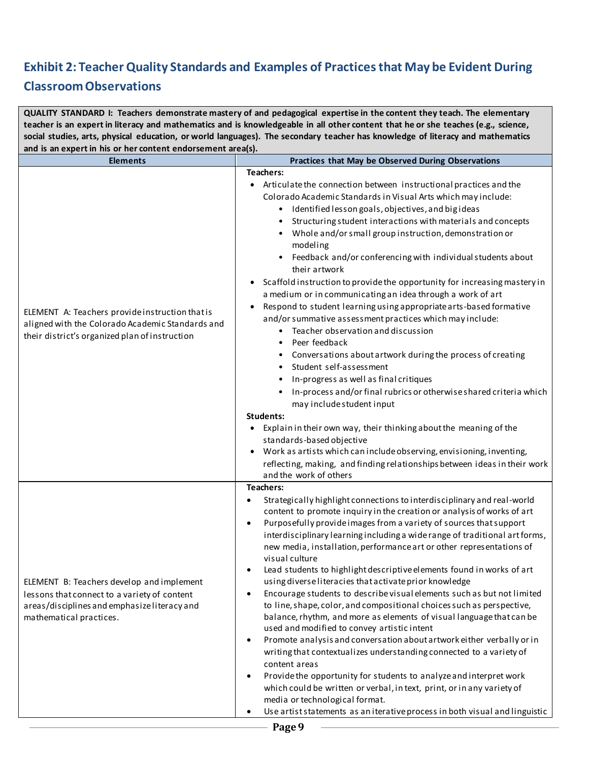## Exhibit 2: Teacher Quality Standards and Examples of Practices that May be Evident During Classroom Observations

| QUALITY STANDARD I: Teachers demonstrate mastery of and pedagogical expertise in the content they teach. The elementary teacher is an expert in literacy and mathematics and is knowledgeable in all other content that he or she teaches (e.g., science, social studies, arts, physical education, or world languages). The secondary teacher has knowledge of literacy and mathematics and is an expert in his or her content endorsement area(s). | |
|---|---|
| **Elements** | **Practices that May be Observed During Observations** |
| ELEMENT A: Teachers provide instruction that is aligned with the Colorado Academic Standards and their district's organized plan of instruction | **Teachers:**<br>• Articulate the connection between instructional practices and the Colorado Academic Standards in Visual Arts which may include:<br>&nbsp;&nbsp;&nbsp;&nbsp;◦ Identified lesson goals, objectives, and big ideas<br>&nbsp;&nbsp;&nbsp;&nbsp;◦ Structuring student interactions with materials and concepts<br>&nbsp;&nbsp;&nbsp;&nbsp;◦ Whole and/or small group instruction, demonstration or modeling<br>&nbsp;&nbsp;&nbsp;&nbsp;◦ Feedback and/or conferencing with individual students about their artwork<br>• Scaffold instruction to provide the opportunity for increasing mastery in a medium or in communicating an idea through a work of art<br>• Respond to student learning using appropriate arts-based formative and/or summative assessment practices which may include:<br>&nbsp;&nbsp;&nbsp;&nbsp;◦ Teacher observation and discussion<br>&nbsp;&nbsp;&nbsp;&nbsp;◦ Peer feedback<br>&nbsp;&nbsp;&nbsp;&nbsp;◦ Conversations about artwork during the process of creating<br>&nbsp;&nbsp;&nbsp;&nbsp;◦ Student self-assessment<br>&nbsp;&nbsp;&nbsp;&nbsp;◦ In-progress as well as final critiques<br>&nbsp;&nbsp;&nbsp;&nbsp;◦ In-process and/or final rubrics or otherwise shared criteria which may include student input<br>**Students:**<br>• Explain in their own way, their thinking about the meaning of the standards-based objective<br>• Work as artists which can include observing, envisioning, inventing, reflecting, making, and finding relationships between ideas in their work and the work of others |
| ELEMENT B: Teachers develop and implement lessons that connect to a variety of content areas/disciplines and emphasize literacy and mathematical practices. | **Teachers:**<br>• Strategically highlight connections to interdisciplinary and real-world content to promote inquiry in the creation or analysis of works of art<br>• Purposefully provide images from a variety of sources that support interdisciplinary learning including a wide range of traditional art forms, new media, installation, performance art or other representations of visual culture<br>• Lead students to highlight descriptive elements found in works of art using diverse literacies that activate prior knowledge<br>• Encourage students to describe visual elements such as but not limited to line, shape, color, and compositional choices such as perspective, balance, rhythm, and more as elements of visual language that can be used and modified to convey artistic intent<br>• Promote analysis and conversation about artwork either verbally or in writing that contextualizes understanding connected to a variety of content areas<br>• Provide the opportunity for students to analyze and interpret work which could be written or verbal, in text, print, or in any variety of media or technological format.<br>• Use artist statements as an iterative process in both visual and linguistic |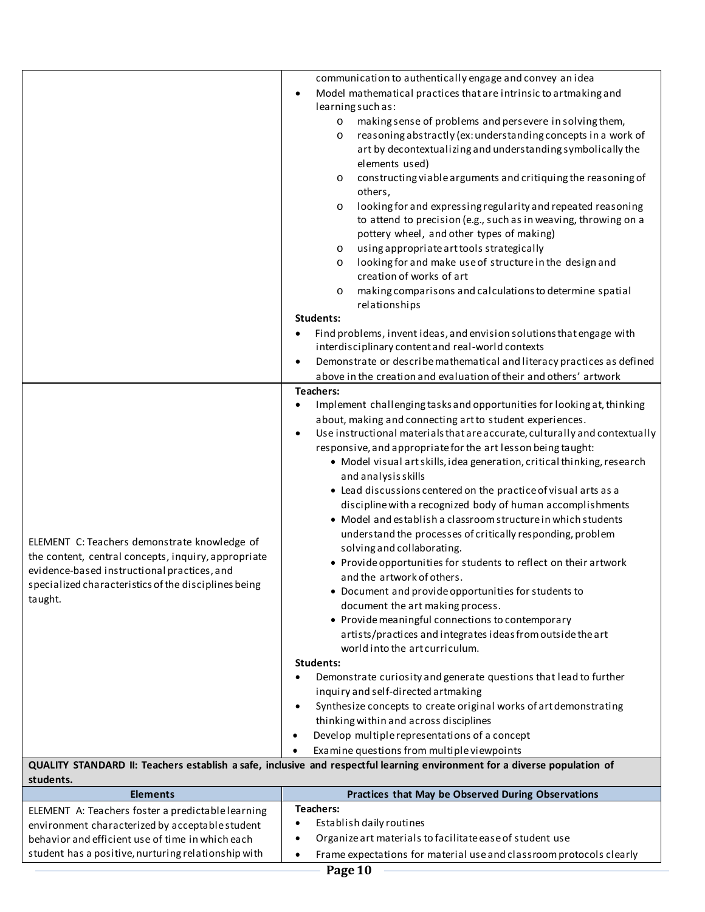| | |
|---|---|
| | communication to authentically engage and convey an idea<br>• Model mathematical practices that are intrinsic to artmaking and learning such as:<br>&nbsp;&nbsp;&nbsp;&nbsp;o making sense of problems and persevere in solving them,<br>&nbsp;&nbsp;&nbsp;&nbsp;o reasoning abstractly (ex: understanding concepts in a work of art by decontextualizing and understanding symbolically the elements used)<br>&nbsp;&nbsp;&nbsp;&nbsp;o constructing viable arguments and critiquing the reasoning of others,<br>&nbsp;&nbsp;&nbsp;&nbsp;o looking for and expressing regularity and repeated reasoning to attend to precision (e.g., such as in weaving, throwing on a pottery wheel, and other types of making)<br>&nbsp;&nbsp;&nbsp;&nbsp;o using appropriate art tools strategically<br>&nbsp;&nbsp;&nbsp;&nbsp;o looking for and make use of structure in the design and creation of works of art<br>&nbsp;&nbsp;&nbsp;&nbsp;o making comparisons and calculations to determine spatial relationships<br>**Students:**<br>• Find problems, invent ideas, and envision solutions that engage with interdisciplinary content and real-world contexts<br>• Demonstrate or describe mathematical and literacy practices as defined above in the creation and evaluation of their and others' artwork |
| ELEMENT C: Teachers demonstrate knowledge of the content, central concepts, inquiry, appropriate evidence-based instructional practices, and specialized characteristics of the disciplines being taught. | **Teachers:**<br>• Implement challenging tasks and opportunities for looking at, thinking about, making and connecting art to student experiences.<br>• Use instructional materials that are accurate, culturally and contextually responsive, and appropriate for the art lesson being taught:<br>&nbsp;&nbsp;&nbsp;&nbsp;• Model visual art skills, idea generation, critical thinking, research and analysis skills<br>&nbsp;&nbsp;&nbsp;&nbsp;• Lead discussions centered on the practice of visual arts as a discipline with a recognized body of human accomplishments<br>&nbsp;&nbsp;&nbsp;&nbsp;• Model and establish a classroom structure in which students understand the processes of critically responding, problem solving and collaborating.<br>&nbsp;&nbsp;&nbsp;&nbsp;• Provide opportunities for students to reflect on their artwork and the artwork of others.<br>&nbsp;&nbsp;&nbsp;&nbsp;• Document and provide opportunities for students to document the art making process.<br>&nbsp;&nbsp;&nbsp;&nbsp;• Provide meaningful connections to contemporary artists/practices and integrates ideas from outside the art world into the art curriculum.<br>**Students:**<br>• Demonstrate curiosity and generate questions that lead to further inquiry and self-directed artmaking<br>• Synthesize concepts to create original works of art demonstrating thinking within and across disciplines<br>• Develop multiple representations of a concept<br>• Examine questions from multiple viewpoints |

**QUALITY STANDARD II: Teachers establish a safe, inclusive and respectful learning environment for a diverse population of students.**

| Elements | Practices that May be Observed During Observations |
|---|---|
| ELEMENT A: Teachers foster a predictable learning environment characterized by acceptable student behavior and efficient use of time in which each student has a positive, nurturing relationship with | **Teachers:**<br>• Establish daily routines<br>• Organize art materials to facilitate ease of student use<br>• Frame expectations for material use and classroom protocols clearly |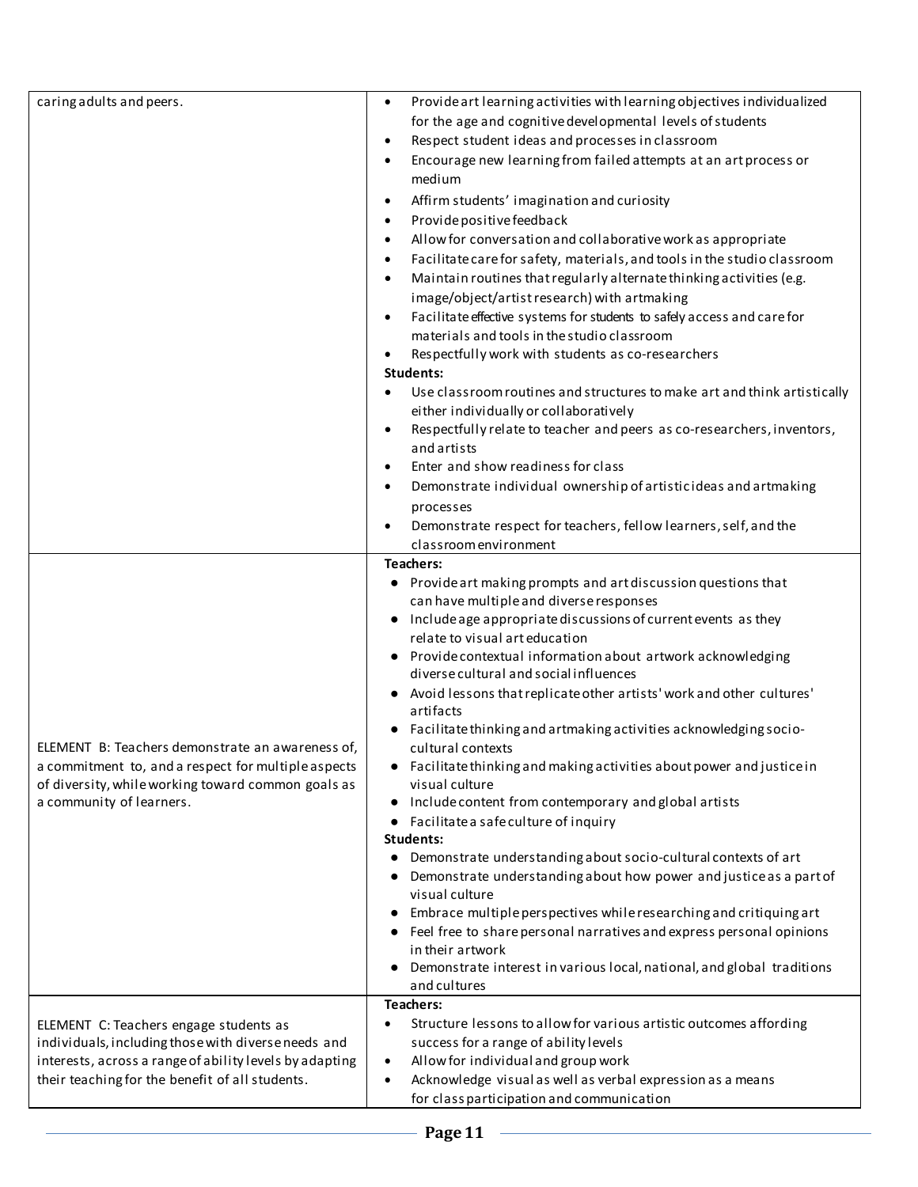| | |
|---|---|
| caring adults and peers. | • Provide art learning activities with learning objectives individualized for the age and cognitive developmental levels of students<br>• Respect student ideas and processes in classroom<br>• Encourage new learning from failed attempts at an art process or medium<br>• Affirm students' imagination and curiosity<br>• Provide positive feedback<br>• Allow for conversation and collaborative work as appropriate<br>• Facilitate care for safety, materials, and tools in the studio classroom<br>• Maintain routines that regularly alternate thinking activities (e.g. image/object/artist research) with artmaking<br>• Facilitate effective systems for students to safely access and care for materials and tools in the studio classroom<br>• Respectfully work with students as co-researchers<br>**Students:**<br>• Use classroom routines and structures to make art and think artistically either individually or collaboratively<br>• Respectfully relate to teacher and peers as co-researchers, inventors, and artists<br>• Enter and show readiness for class<br>• Demonstrate individual ownership of artistic ideas and artmaking processes<br>• Demonstrate respect for teachers, fellow learners, self, and the classroom environment |
| ELEMENT B: Teachers demonstrate an awareness of, a commitment to, and a respect for multiple aspects of diversity, while working toward common goals as a community of learners. | **Teachers:**<br>● Provide art making prompts and art discussion questions that can have multiple and diverse responses<br>● Include age appropriate discussions of current events as they relate to visual art education<br>● Provide contextual information about artwork acknowledging diverse cultural and social influences<br>● Avoid lessons that replicate other artists' work and other cultures' artifacts<br>● Facilitate thinking and artmaking activities acknowledging socio-cultural contexts<br>● Facilitate thinking and making activities about power and justice in visual culture<br>● Include content from contemporary and global artists<br>● Facilitate a safe culture of inquiry<br>**Students:**<br>● Demonstrate understanding about socio-cultural contexts of art<br>● Demonstrate understanding about how power and justice as a part of visual culture<br>● Embrace multiple perspectives while researching and critiquing art<br>● Feel free to share personal narratives and express personal opinions in their artwork<br>● Demonstrate interest in various local, national, and global traditions and cultures |
| ELEMENT C: Teachers engage students as individuals, including those with diverse needs and interests, across a range of ability levels by adapting their teaching for the benefit of all students. | **Teachers:**<br>• Structure lessons to allow for various artistic outcomes affording success for a range of ability levels<br>• Allow for individual and group work<br>• Acknowledge visual as well as verbal expression as a means for class participation and communication |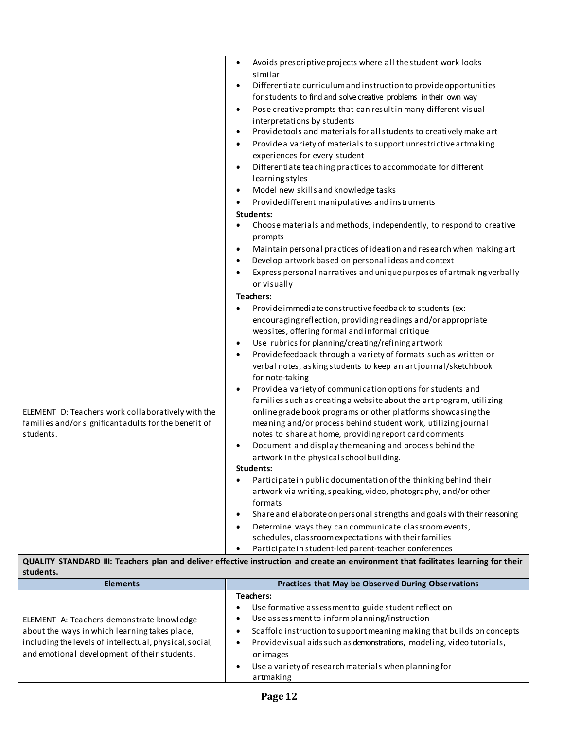| | |
|---|---|
| | • Avoids prescriptive projects where all the student work looks similar<br>• Differentiate curriculum and instruction to provide opportunities for students to find and solve creative problems in their own way<br>• Pose creative prompts that can result in many different visual interpretations by students<br>• Provide tools and materials for all students to creatively make art<br>• Provide a variety of materials to support unrestrictive artmaking experiences for every student<br>• Differentiate teaching practices to accommodate for different learning styles<br>• Model new skills and knowledge tasks<br>• Provide different manipulatives and instruments<br>**Students:**<br>• Choose materials and methods, independently, to respond to creative prompts<br>• Maintain personal practices of ideation and research when making art<br>• Develop artwork based on personal ideas and context<br>• Express personal narratives and unique purposes of artmaking verbally or visually |
| ELEMENT D: Teachers work collaboratively with the families and/or significant adults for the benefit of students. | **Teachers:**<br>• Provide immediate constructive feedback to students (ex: encouraging reflection, providing readings and/or appropriate websites, offering formal and informal critique<br>• Use rubrics for planning/creating/refining art work<br>• Provide feedback through a variety of formats such as written or verbal notes, asking students to keep an art journal/sketchbook for note-taking<br>• Provide a variety of communication options for students and families such as creating a website about the art program, utilizing online grade book programs or other platforms showcasing the meaning and/or process behind student work, utilizing journal notes to share at home, providing report card comments<br>• Document and display the meaning and process behind the artwork in the physical school building.<br>**Students:**<br>• Participate in public documentation of the thinking behind their artwork via writing, speaking, video, photography, and/or other formats<br>• Share and elaborate on personal strengths and goals with their reasoning<br>• Determine ways they can communicate classroom events, schedules, classroom expectations with their families<br>• Participate in student-led parent-teacher conferences |

**QUALITY STANDARD III: Teachers plan and deliver effective instruction and create an environment that facilitates learning for their students.**

| Elements | Practices that May be Observed During Observations |
|---|---|
| ELEMENT A: Teachers demonstrate knowledge about the ways in which learning takes place, including the levels of intellectual, physical, social, and emotional development of their students. | **Teachers:**<br>• Use formative assessment to guide student reflection<br>• Use assessment to inform planning/instruction<br>• Scaffold instruction to support meaning making that builds on concepts<br>• Provide visual aids such as demonstrations, modeling, video tutorials, or images<br>• Use a variety of research materials when planning for artmaking |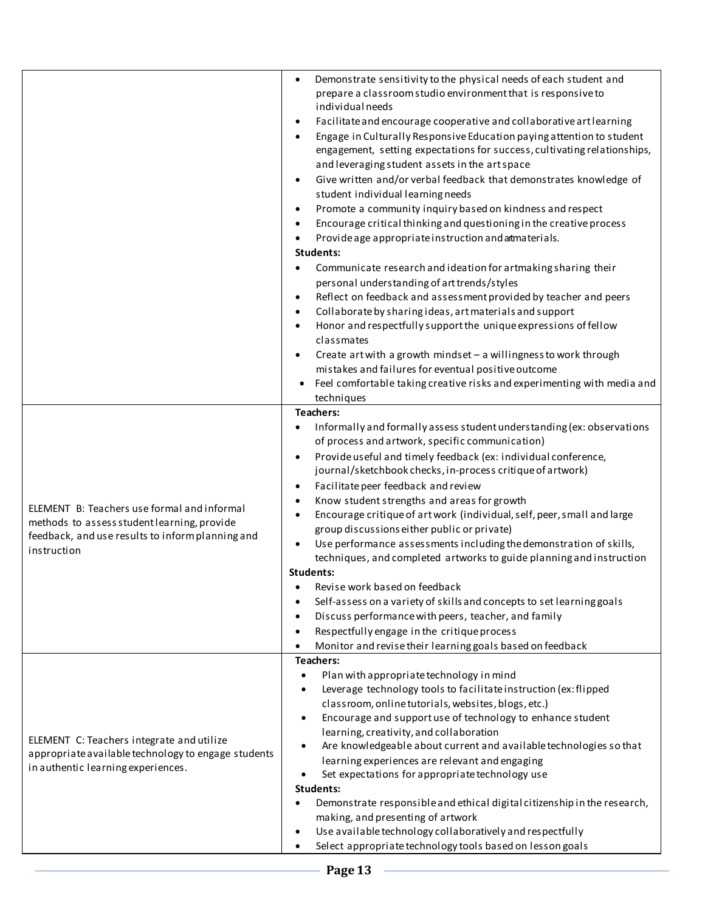| | |
|---|---|
| | • Demonstrate sensitivity to the physical needs of each student and prepare a classroom studio environment that is responsive to individual needs<br>• Facilitate and encourage cooperative and collaborative art learning<br>• Engage in Culturally Responsive Education paying attention to student engagement, setting expectations for success, cultivating relationships, and leveraging student assets in the art space<br>• Give written and/or verbal feedback that demonstrates knowledge of student individual learning needs<br>• Promote a community inquiry based on kindness and respect<br>• Encourage critical thinking and questioning in the creative process<br>• Provide age appropriate instruction and art materials.<br>**Students:**<br>• Communicate research and ideation for artmaking sharing their personal understanding of art trends/styles<br>• Reflect on feedback and assessment provided by teacher and peers<br>• Collaborate by sharing ideas, art materials and support<br>• Honor and respectfully support the unique expressions of fellow classmates<br>• Create art with a growth mindset – a willingness to work through mistakes and failures for eventual positive outcome<br>• Feel comfortable taking creative risks and experimenting with media and techniques |
| ELEMENT B: Teachers use formal and informal methods to assess student learning, provide feedback, and use results to inform planning and instruction | **Teachers:**<br>• Informally and formally assess student understanding (ex: observations of process and artwork, specific communication)<br>• Provide useful and timely feedback (ex: individual conference, journal/sketchbook checks, in-process critique of artwork)<br>• Facilitate peer feedback and review<br>• Know student strengths and areas for growth<br>• Encourage critique of art work (individual, self, peer, small and large group discussions either public or private)<br>• Use performance assessments including the demonstration of skills, techniques, and completed artworks to guide planning and instruction<br>**Students:**<br>• Revise work based on feedback<br>• Self-assess on a variety of skills and concepts to set learning goals<br>• Discuss performance with peers, teacher, and family<br>• Respectfully engage in the critique process<br>• Monitor and revise their learning goals based on feedback |
| ELEMENT C: Teachers integrate and utilize appropriate available technology to engage students in authentic learning experiences. | **Teachers:**<br>• Plan with appropriate technology in mind<br>• Leverage technology tools to facilitate instruction (ex: flipped classroom, online tutorials, websites, blogs, etc.)<br>• Encourage and support use of technology to enhance student learning, creativity, and collaboration<br>• Are knowledgeable about current and available technologies so that learning experiences are relevant and engaging<br>• Set expectations for appropriate technology use<br>**Students:**<br>• Demonstrate responsible and ethical digital citizenship in the research, making, and presenting of artwork<br>• Use available technology collaboratively and respectfully<br>• Select appropriate technology tools based on lesson goals |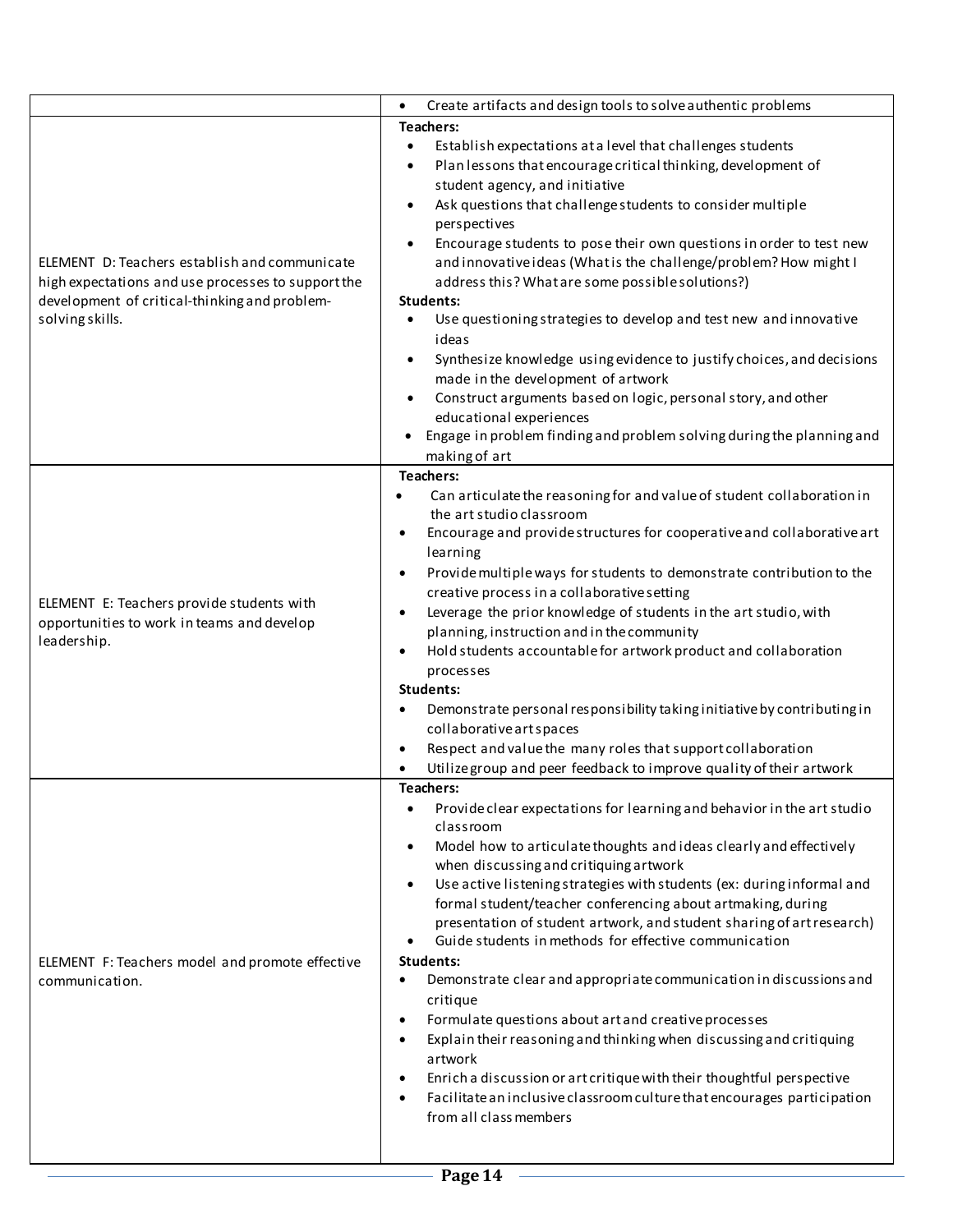| | |
|---|---|
| | • Create artifacts and design tools to solve authentic problems |
| ELEMENT D: Teachers establish and communicate high expectations and use processes to support the development of critical-thinking and problem-solving skills. | **Teachers:**<br>• Establish expectations at a level that challenges students<br>• Plan lessons that encourage critical thinking, development of student agency, and initiative<br>• Ask questions that challenge students to consider multiple perspectives<br>• Encourage students to pose their own questions in order to test new and innovative ideas (What is the challenge/problem? How might I address this? What are some possible solutions?)<br>**Students:**<br>• Use questioning strategies to develop and test new and innovative ideas<br>• Synthesize knowledge using evidence to justify choices, and decisions made in the development of artwork<br>• Construct arguments based on logic, personal story, and other educational experiences<br>• Engage in problem finding and problem solving during the planning and making of art |
| ELEMENT E: Teachers provide students with opportunities to work in teams and develop leadership. | **Teachers:**<br>• Can articulate the reasoning for and value of student collaboration in the art studio classroom<br>• Encourage and provide structures for cooperative and collaborative art learning<br>• Provide multiple ways for students to demonstrate contribution to the creative process in a collaborative setting<br>• Leverage the prior knowledge of students in the art studio, with planning, instruction and in the community<br>• Hold students accountable for artwork product and collaboration processes<br>**Students:**<br>• Demonstrate personal responsibility taking initiative by contributing in collaborative art spaces<br>• Respect and value the many roles that support collaboration<br>• Utilize group and peer feedback to improve quality of their artwork |
| ELEMENT F: Teachers model and promote effective communication. | **Teachers:**<br>• Provide clear expectations for learning and behavior in the art studio classroom<br>• Model how to articulate thoughts and ideas clearly and effectively when discussing and critiquing artwork<br>• Use active listening strategies with students (ex: during informal and formal student/teacher conferencing about artmaking, during presentation of student artwork, and student sharing of art research)<br>• Guide students in methods for effective communication<br>**Students:**<br>• Demonstrate clear and appropriate communication in discussions and critique<br>• Formulate questions about art and creative processes<br>• Explain their reasoning and thinking when discussing and critiquing artwork<br>• Enrich a discussion or art critique with their thoughtful perspective<br>• Facilitate an inclusive classroom culture that encourages participation from all class members |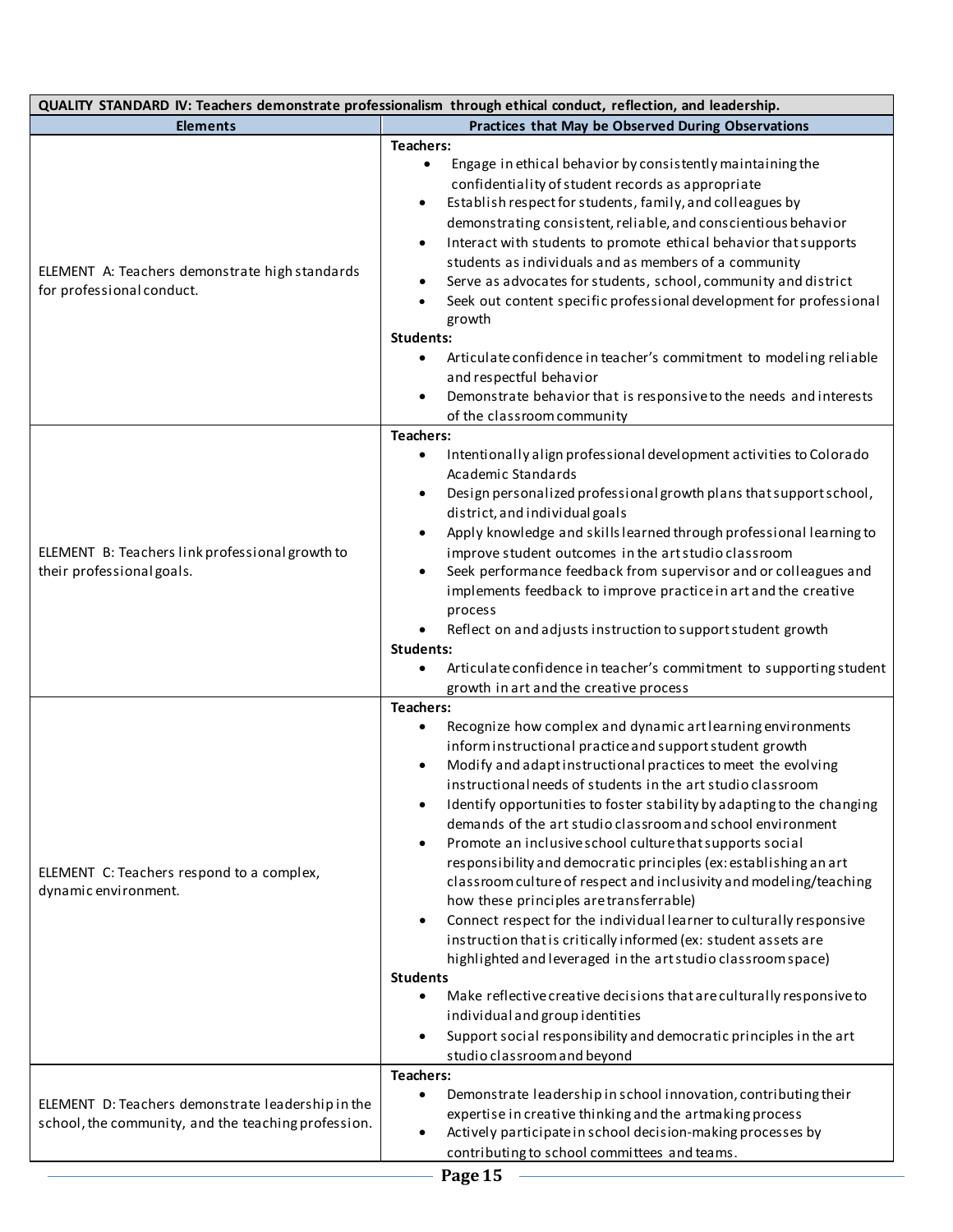| QUALITY STANDARD IV: Teachers demonstrate professionalism through ethical conduct, reflection, and leadership. | |
|---|---|
| **Elements** | **Practices that May be Observed During Observations** |
| ELEMENT A: Teachers demonstrate high standards for professional conduct. | **Teachers:**<br>• Engage in ethical behavior by consistently maintaining the confidentiality of student records as appropriate<br>• Establish respect for students, family, and colleagues by demonstrating consistent, reliable, and conscientious behavior<br>• Interact with students to promote ethical behavior that supports students as individuals and as members of a community<br>• Serve as advocates for students, school, community and district<br>• Seek out content specific professional development for professional growth<br>**Students:**<br>• Articulate confidence in teacher's commitment to modeling reliable and respectful behavior<br>• Demonstrate behavior that is responsive to the needs and interests of the classroom community |
| ELEMENT B: Teachers link professional growth to their professional goals. | **Teachers:**<br>• Intentionally align professional development activities to Colorado Academic Standards<br>• Design personalized professional growth plans that support school, district, and individual goals<br>• Apply knowledge and skills learned through professional learning to improve student outcomes in the art studio classroom<br>• Seek performance feedback from supervisor and or colleagues and implements feedback to improve practice in art and the creative process<br>• Reflect on and adjusts instruction to support student growth<br>**Students:**<br>• Articulate confidence in teacher's commitment to supporting student growth in art and the creative process |
| ELEMENT C: Teachers respond to a complex, dynamic environment. | **Teachers:**<br>• Recognize how complex and dynamic art learning environments inform instructional practice and support student growth<br>• Modify and adapt instructional practices to meet the evolving instructional needs of students in the art studio classroom<br>• Identify opportunities to foster stability by adapting to the changing demands of the art studio classroom and school environment<br>• Promote an inclusive school culture that supports social responsibility and democratic principles (ex: establishing an art classroom culture of respect and inclusivity and modeling/teaching how these principles are transferrable)<br>• Connect respect for the individual learner to culturally responsive instruction that is critically informed (ex: student assets are highlighted and leveraged in the art studio classroom space)<br>**Students**<br>• Make reflective creative decisions that are culturally responsive to individual and group identities<br>• Support social responsibility and democratic principles in the art studio classroom and beyond |
| ELEMENT D: Teachers demonstrate leadership in the school, the community, and the teaching profession. | **Teachers:**<br>• Demonstrate leadership in school innovation, contributing their expertise in creative thinking and the artmaking process<br>• Actively participate in school decision-making processes by contributing to school committees and teams. |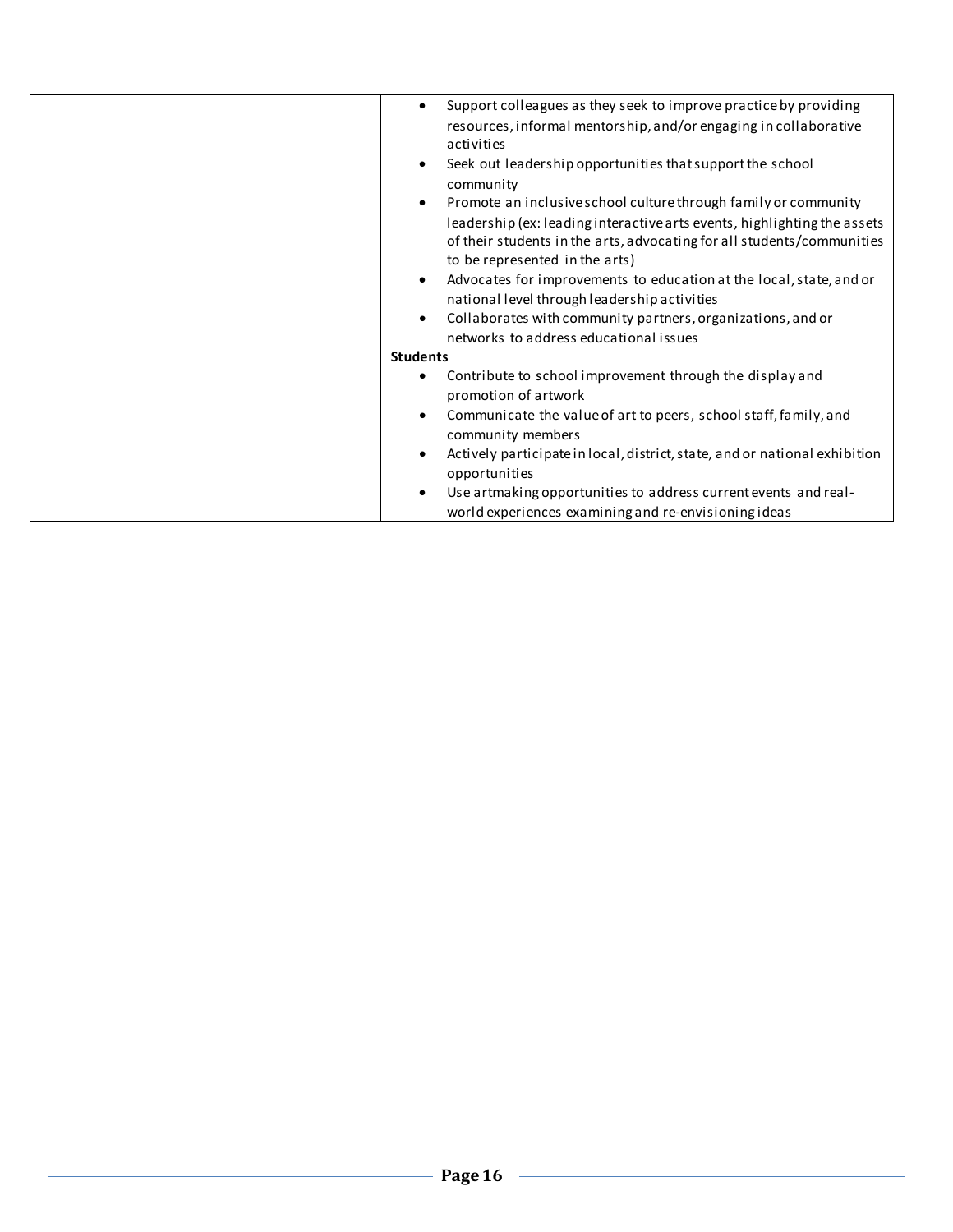| | |
|---|---|
| | • Support colleagues as they seek to improve practice by providing resources, informal mentorship, and/or engaging in collaborative activities<br>• Seek out leadership opportunities that support the school community<br>• Promote an inclusive school culture through family or community leadership (ex: leading interactive arts events, highlighting the assets of their students in the arts, advocating for all students/communities to be represented in the arts)<br>• Advocates for improvements to education at the local, state, and or national level through leadership activities<br>• Collaborates with community partners, organizations, and or networks to address educational issues<br>**Students**<br>• Contribute to school improvement through the display and promotion of artwork<br>• Communicate the value of art to peers, school staff, family, and community members<br>• Actively participate in local, district, state, and or national exhibition opportunities<br>• Use artmaking opportunities to address current events and real-world experiences examining and re-envisioning ideas |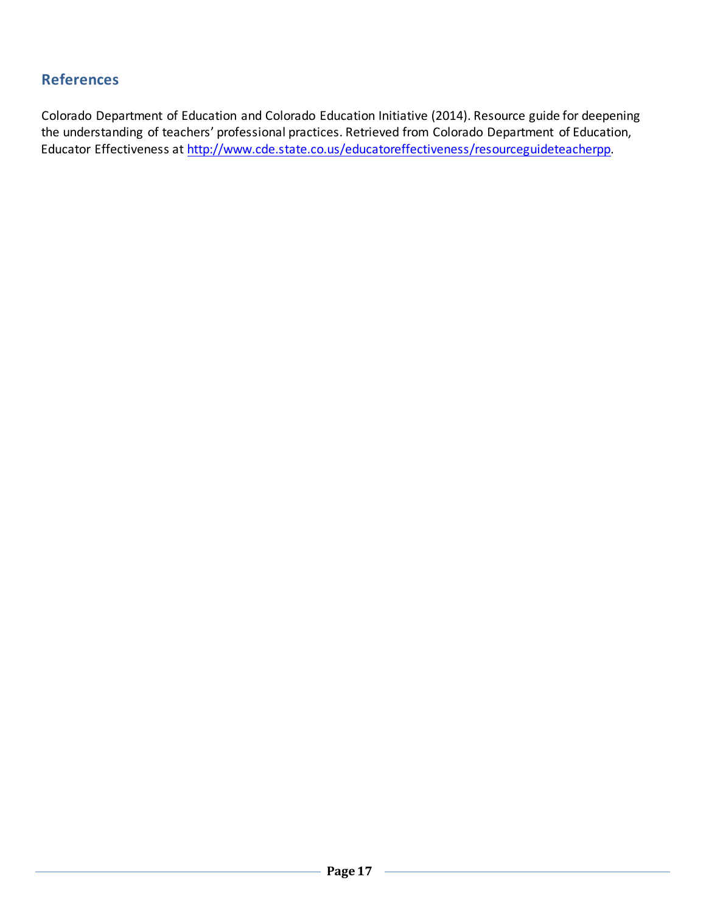## References

Colorado Department of Education and Colorado Education Initiative (2014). Resource guide for deepening the understanding of teachers' professional practices. Retrieved from Colorado Department of Education, Educator Effectiveness at http://www.cde.state.co.us/educatoreffectiveness/resourceguideteacherpp.